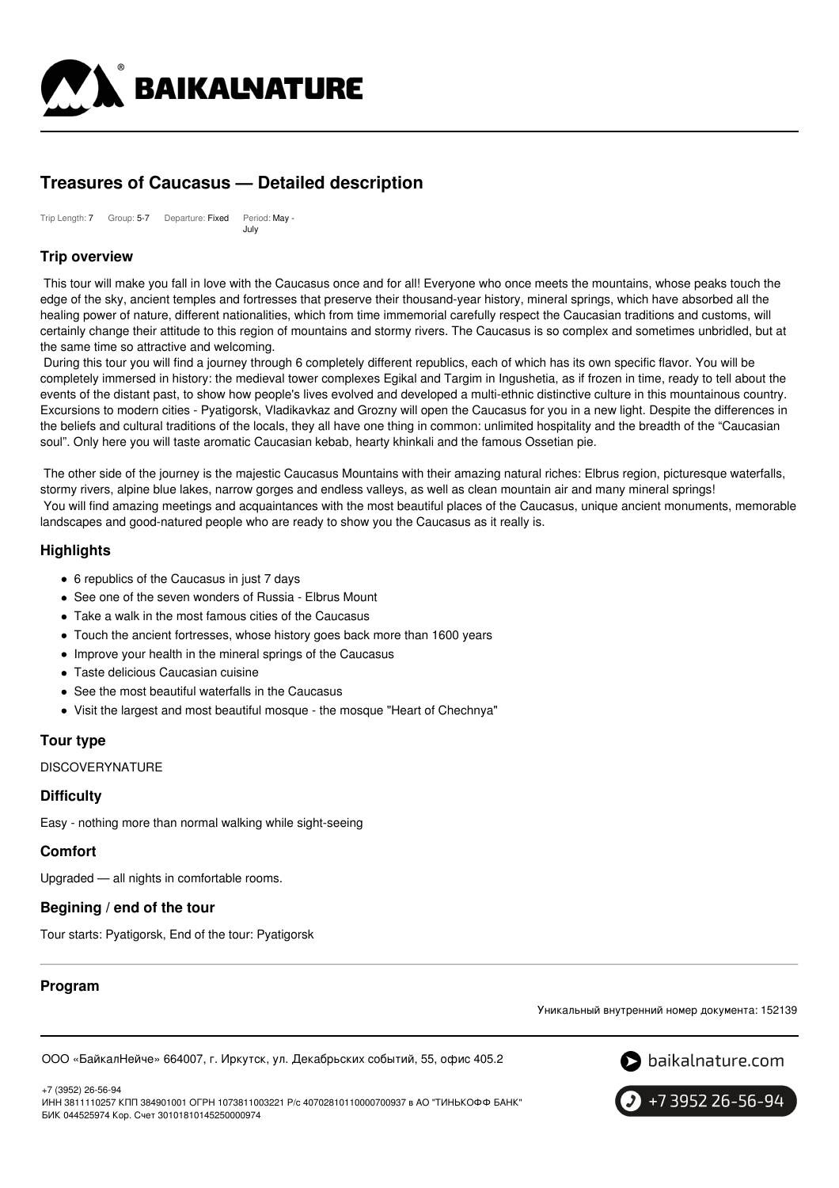# Treasures of Caucasus — Detailed description

Trip Length: 7 Group: 5-7 Departure: Fixed Period: May - July

## Trip overview

This tour will make you fall in love with the Caucasus once and for all! Everyone who once meets the mountains, whose peaks touch the edge of the sky, ancient temples and fortresses that preserve their thousand-year history, mineral springs, which have absorbed all the healing power of nature, different nationalities, which from time immemorial carefully respect the Caucasian traditions and customs, will certainly change their attitude to this region of mountains and stormy rivers. The Caucasus is so complex and sometimes unbridled, but at the same time so attractive and welcoming.

During this tour you will find a journey through 6 completely different republics, each of which has its own specific flavor. You will be completely immersed in history: the medieval tower complexes Egikal and Targim in Ingushetia, as if frozen in time, ready to tell about the events of the distant past, to show how people's lives evolved and developed a multi-ethnic distinctive culture in this mountainous country. Excursions to modern cities - Pyatigorsk, Vladikavkaz and Grozny will open the Caucasus for you in a new light. Despite the differences in the beliefs and cultural traditions of the locals, they all have one thing in common: unlimited hospitality and the breadth of the "Caucasian soul". Only here you will taste aromatic Caucasian kebab, hearty khinkali and the famous Ossetian pie.

The other side of the journey is the majestic Caucasus Mountains with their amazing natural riches: Elbrus region, picturesque waterfalls, stormy rivers, alpine blue lakes, narrow gorges and endless valleys, as well as clean mountain air and many mineral springs!
You will find amazing meetings and acquaintances with the most beautiful places of the Caucasus, unique ancient monuments, memorable landscapes and good-natured people who are ready to show you the Caucasus as it really is.

## Highlights

- 6 republics of the Caucasus in just 7 days
- See one of the seven wonders of Russia - Elbrus Mount
- Take a walk in the most famous cities of the Caucasus
- Touch the ancient fortresses, whose history goes back more than 1600 years
- Improve your health in the mineral springs of the Caucasus
- Taste delicious Caucasian cuisine
- See the most beautiful waterfalls in the Caucasus
- Visit the largest and most beautiful mosque - the mosque "Heart of Chechnya"

## Tour type

DISCOVERYNATURE

## Difficulty

Easy - nothing more than normal walking while sight-seeing

## Comfort

Upgraded — all nights in comfortable rooms.

## Begining / end of the tour

Tour starts: Pyatigorsk, End of the tour: Pyatigorsk

## Program

Уникальный внутренний номер документа: 152139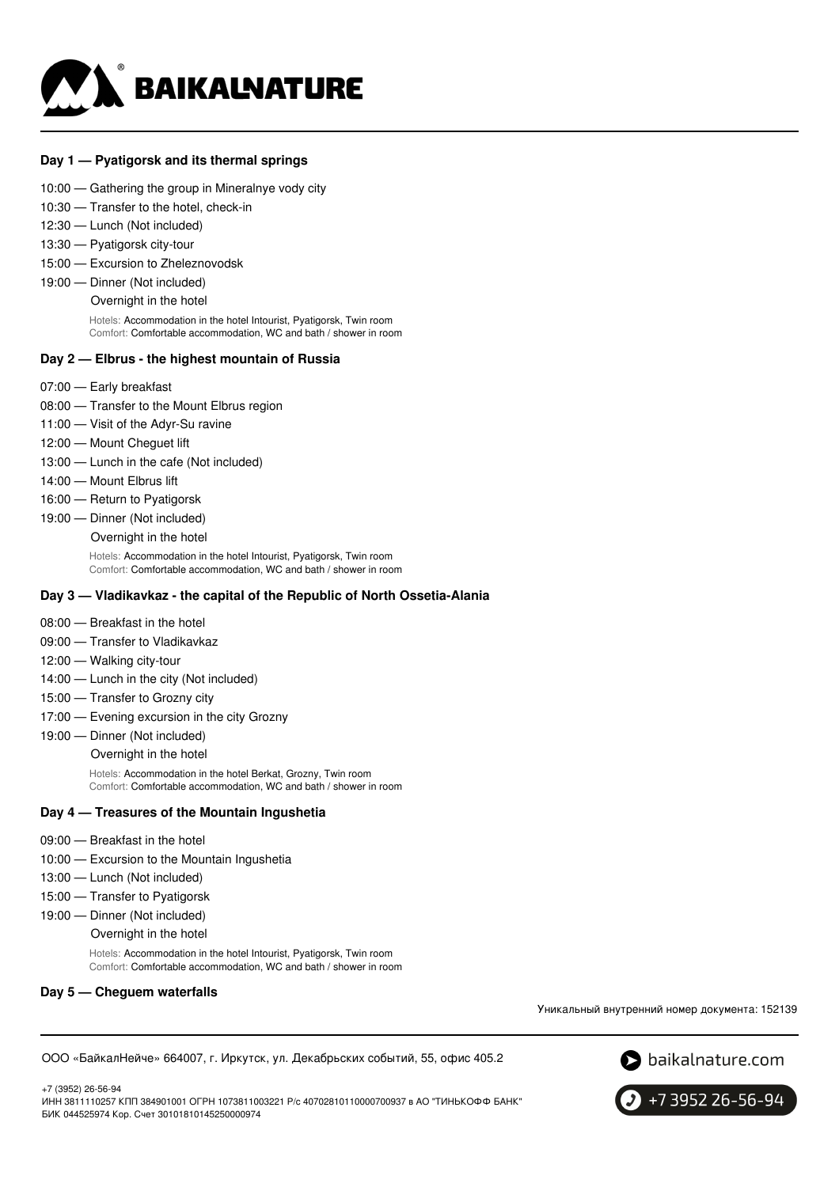### Day 1 — Pyatigorsk and its thermal springs

10:00 — Gathering the group in Mineralnye vody city
10:30 — Transfer to the hotel, check-in
12:30 — Lunch (Not included)
13:30 — Pyatigorsk city-tour
15:00 — Excursion to Zheleznovodsk
19:00 — Dinner (Not included)
Overnight in the hotel

Hotels: Accommodation in the hotel Intourist, Pyatigorsk, Twin room
Comfort: Comfortable accommodation, WC and bath / shower in room

### Day 2 — Elbrus - the highest mountain of Russia

07:00 — Early breakfast
08:00 — Transfer to the Mount Elbrus region
11:00 — Visit of the Adyr-Su ravine
12:00 — Mount Cheguet lift
13:00 — Lunch in the cafe (Not included)
14:00 — Mount Elbrus lift
16:00 — Return to Pyatigorsk
19:00 — Dinner (Not included)
Overnight in the hotel

Hotels: Accommodation in the hotel Intourist, Pyatigorsk, Twin room
Comfort: Comfortable accommodation, WC and bath / shower in room

### Day 3 — Vladikavkaz - the capital of the Republic of North Ossetia-Alania

08:00 — Breakfast in the hotel
09:00 — Transfer to Vladikavkaz
12:00 — Walking city-tour
14:00 — Lunch in the city (Not included)
15:00 — Transfer to Grozny city
17:00 — Evening excursion in the city Grozny
19:00 — Dinner (Not included)
Overnight in the hotel

Hotels: Accommodation in the hotel Berkat, Grozny, Twin room
Comfort: Comfortable accommodation, WC and bath / shower in room

### Day 4 — Treasures of the Mountain Ingushetia

09:00 — Breakfast in the hotel
10:00 — Excursion to the Mountain Ingushetia
13:00 — Lunch (Not included)
15:00 — Transfer to Pyatigorsk
19:00 — Dinner (Not included)
Overnight in the hotel

Hotels: Accommodation in the hotel Intourist, Pyatigorsk, Twin room
Comfort: Comfortable accommodation, WC and bath / shower in room

### Day 5 — Cheguem waterfalls

Уникальный внутренний номер документа: 152139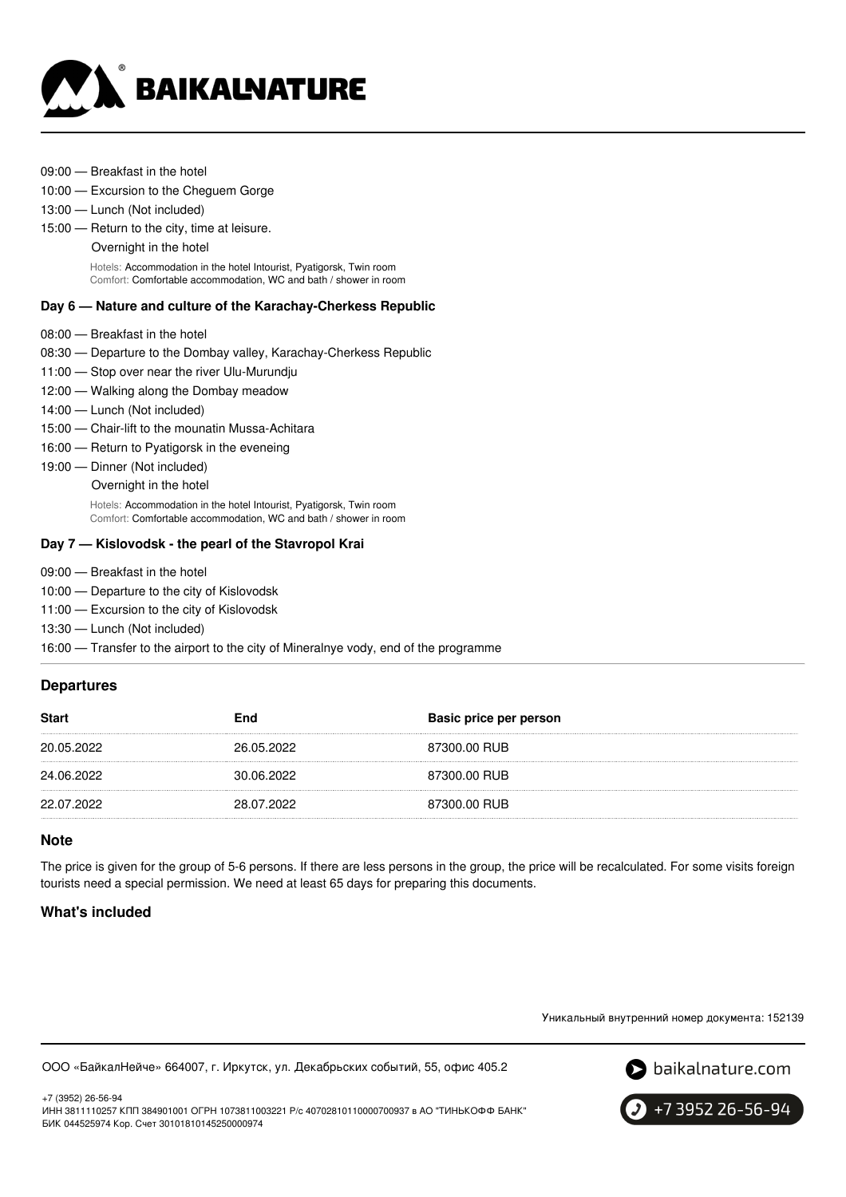09:00 — Breakfast in the hotel
10:00 — Excursion to the Cheguem Gorge
13:00 — Lunch (Not included)
15:00 — Return to the city, time at leisure.
Overnight in the hotel

Hotels: Accommodation in the hotel Intourist, Pyatigorsk, Twin room
Comfort: Comfortable accommodation, WC and bath / shower in room

### Day 6 — Nature and culture of the Karachay-Cherkess Republic

08:00 — Breakfast in the hotel
08:30 — Departure to the Dombay valley, Karachay-Cherkess Republic
11:00 — Stop over near the river Ulu-Murundju
12:00 — Walking along the Dombay meadow
14:00 — Lunch (Not included)
15:00 — Chair-lift to the mounatin Mussa-Achitara
16:00 — Return to Pyatigorsk in the eveneing
19:00 — Dinner (Not included)
Overnight in the hotel

Hotels: Accommodation in the hotel Intourist, Pyatigorsk, Twin room
Comfort: Comfortable accommodation, WC and bath / shower in room

### Day 7 — Kislovodsk - the pearl of the Stavropol Krai

09:00 — Breakfast in the hotel
10:00 — Departure to the city of Kislovodsk
11:00 — Excursion to the city of Kislovodsk
13:30 — Lunch (Not included)
16:00 — Transfer to the airport to the city of Mineralnye vody, end of the programme

## Departures

| Start | End | Basic price per person |
|---|---|---|
| 20.05.2022 | 26.05.2022 | 87300.00 RUB |
| 24.06.2022 | 30.06.2022 | 87300.00 RUB |
| 22.07.2022 | 28.07.2022 | 87300.00 RUB |

## Note

The price is given for the group of 5-6 persons. If there are less persons in the group, the price will be recalculated. For some visits foreign tourists need a special permission. We need at least 65 days for preparing this documents.

## What's included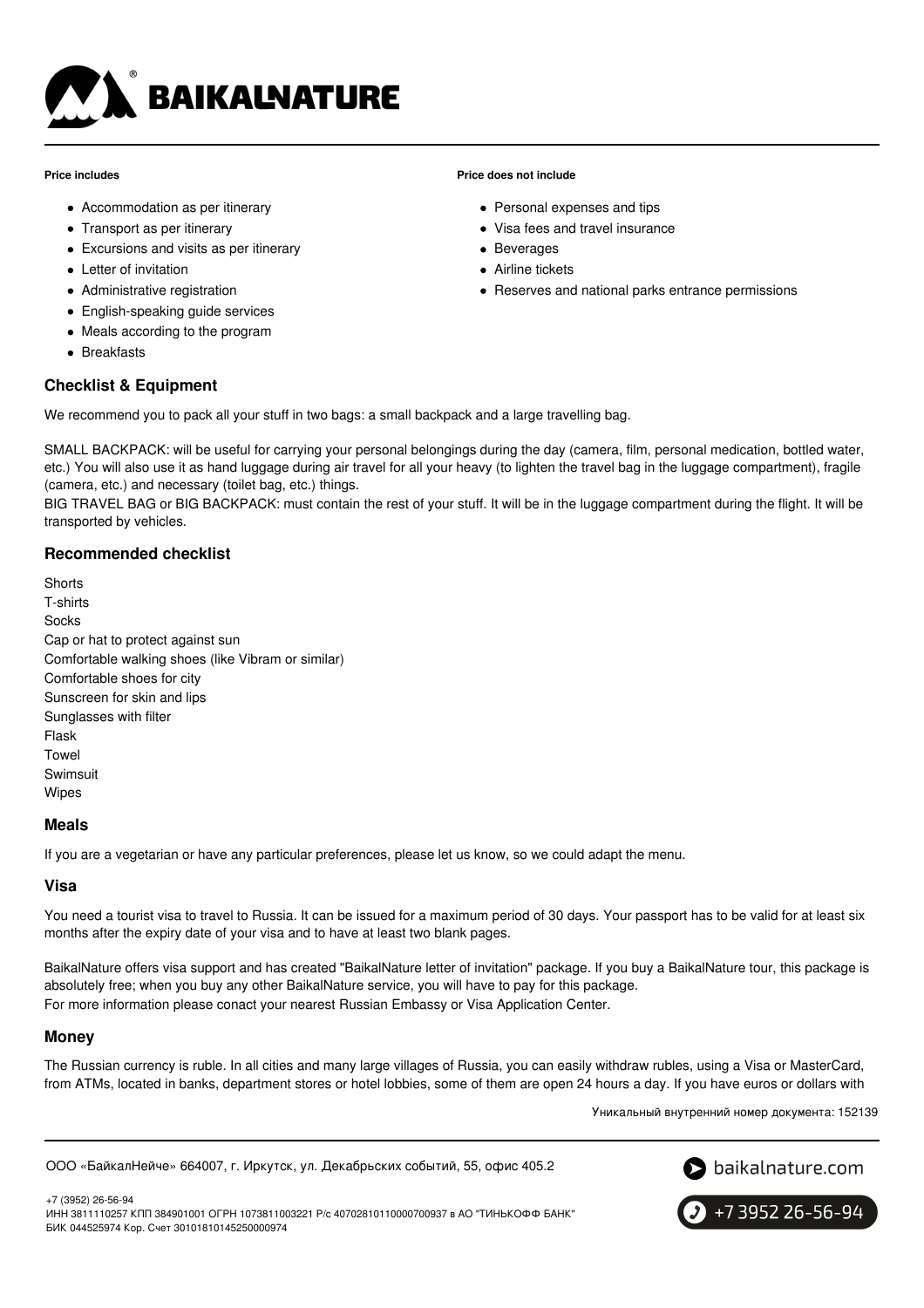**Price includes**

- Accommodation as per itinerary
- Transport as per itinerary
- Excursions and visits as per itinerary
- Letter of invitation
- Administrative registration
- English-speaking guide services
- Meals according to the program
- Breakfasts

**Price does not include**

- Personal expenses and tips
- Visa fees and travel insurance
- Beverages
- Airline tickets
- Reserves and national parks entrance permissions

## Checklist & Equipment

We recommend you to pack all your stuff in two bags: a small backpack and a large travelling bag.

SMALL BACKPACK: will be useful for carrying your personal belongings during the day (camera, film, personal medication, bottled water, etc.) You will also use it as hand luggage during air travel for all your heavy (to lighten the travel bag in the luggage compartment), fragile (camera, etc.) and necessary (toilet bag, etc.) things.
BIG TRAVEL BAG or BIG BACKPACK: must contain the rest of your stuff. It will be in the luggage compartment during the flight. It will be transported by vehicles.

## Recommended checklist

Shorts
T-shirts
Socks
Cap or hat to protect against sun
Comfortable walking shoes (like Vibram or similar)
Comfortable shoes for city
Sunscreen for skin and lips
Sunglasses with filter
Flask
Towel
Swimsuit
Wipes

## Meals

If you are a vegetarian or have any particular preferences, please let us know, so we could adapt the menu.

## Visa

You need a tourist visa to travel to Russia. It can be issued for a maximum period of 30 days. Your passport has to be valid for at least six months after the expiry date of your visa and to have at least two blank pages.

BaikalNature offers visa support and has created "BaikalNature letter of invitation" package. If you buy a BaikalNature tour, this package is absolutely free; when you buy any other BaikalNature service, you will have to pay for this package.
For more information please conact your nearest Russian Embassy or Visa Application Center.

## Money

The Russian currency is ruble. In all cities and many large villages of Russia, you can easily withdraw rubles, using a Visa or MasterCard, from ATMs, located in banks, department stores or hotel lobbies, some of them are open 24 hours a day. If you have euros or dollars with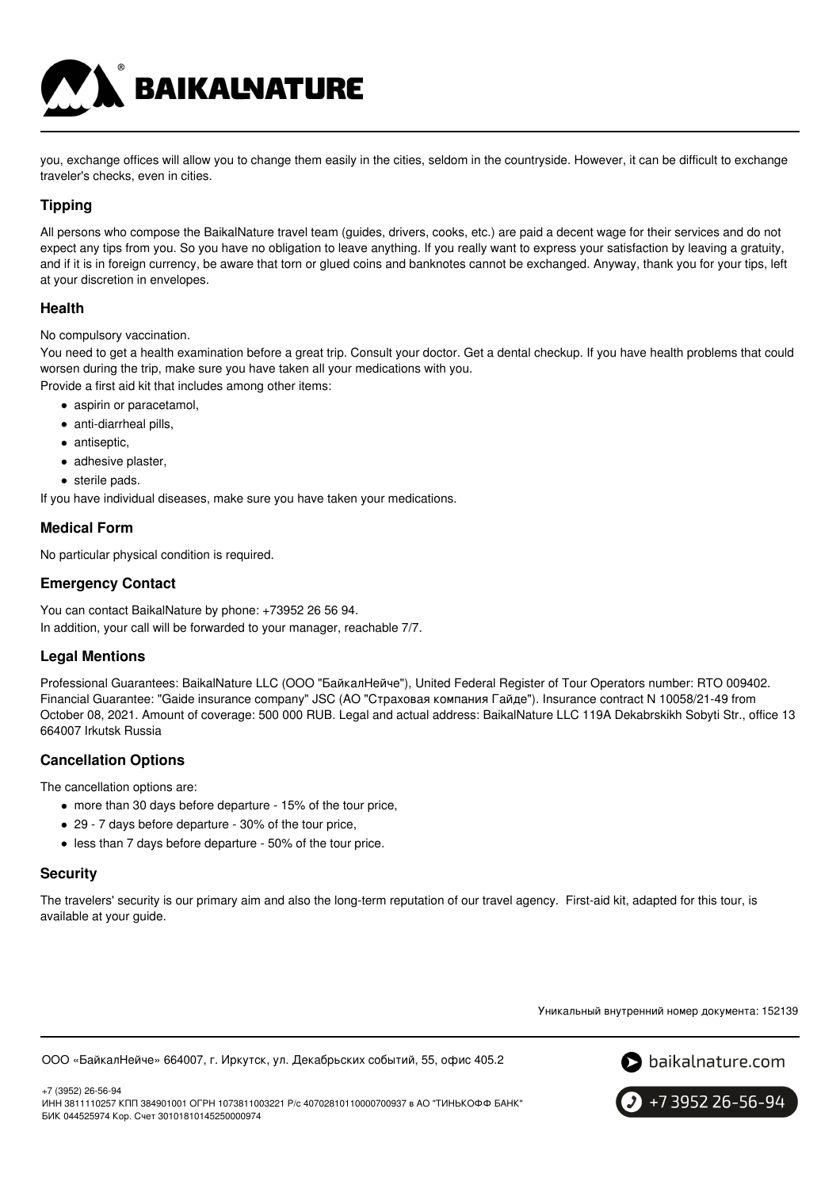you, exchange offices will allow you to change them easily in the cities, seldom in the countryside. However, it can be difficult to exchange traveler's checks, even in cities.

### Tipping

All persons who compose the BaikalNature travel team (guides, drivers, cooks, etc.) are paid a decent wage for their services and do not expect any tips from you. So you have no obligation to leave anything. If you really want to express your satisfaction by leaving a gratuity, and if it is in foreign currency, be aware that torn or glued coins and banknotes cannot be exchanged. Anyway, thank you for your tips, left at your discretion in envelopes.

### Health

No compulsory vaccination.

You need to get a health examination before a great trip. Consult your doctor. Get a dental checkup. If you have health problems that could worsen during the trip, make sure you have taken all your medications with you.

Provide a first aid kit that includes among other items:

- aspirin or paracetamol,
- anti-diarrheal pills,
- antiseptic,
- adhesive plaster,
- sterile pads.

If you have individual diseases, make sure you have taken your medications.

### Medical Form

No particular physical condition is required.

### Emergency Contact

You can contact BaikalNature by phone: +73952 26 56 94.
In addition, your call will be forwarded to your manager, reachable 7/7.

### Legal Mentions

Professional Guarantees: BaikalNature LLC (ООО "БайкалНейче"), United Federal Register of Tour Operators number: RTO 009402. Financial Guarantee: "Gaide insurance company" JSC (АО "Страховая компания Гайде"). Insurance contract N 10058/21-49 from October 08, 2021. Amount of coverage: 500 000 RUB. Legal and actual address: BaikalNature LLC 119A Dekabrskikh Sobyti Str., office 13 664007 Irkutsk Russia

### Cancellation Options

The cancellation options are:

- more than 30 days before departure - 15% of the tour price,
- 29 - 7 days before departure - 30% of the tour price,
- less than 7 days before departure - 50% of the tour price.

### Security

The travelers' security is our primary aim and also the long-term reputation of our travel agency. First-aid kit, adapted for this tour, is available at your guide.

Уникальный внутренний номер документа: 152139